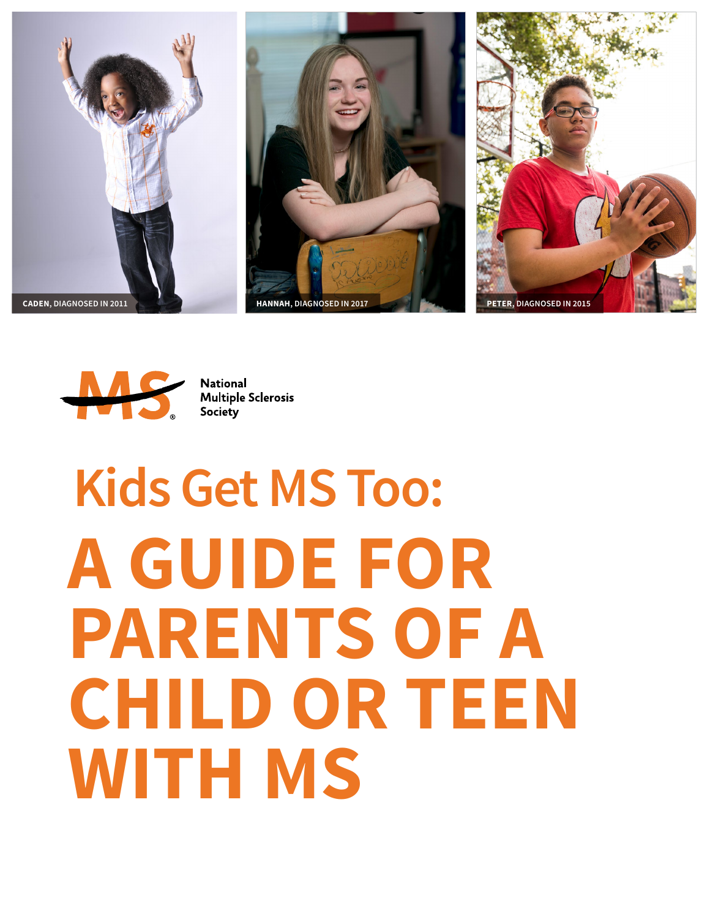CADEN, DIAGNOSED IN 2011

HANNAH, DIAGNOSED IN 2017

PETER, DIAGNOSED IN 2015

National Multiple Sclerosis Society

## Kids Get MS Too:

# A GUIDE FOR PARENTS OF A CHILD OR TEEN WITH MS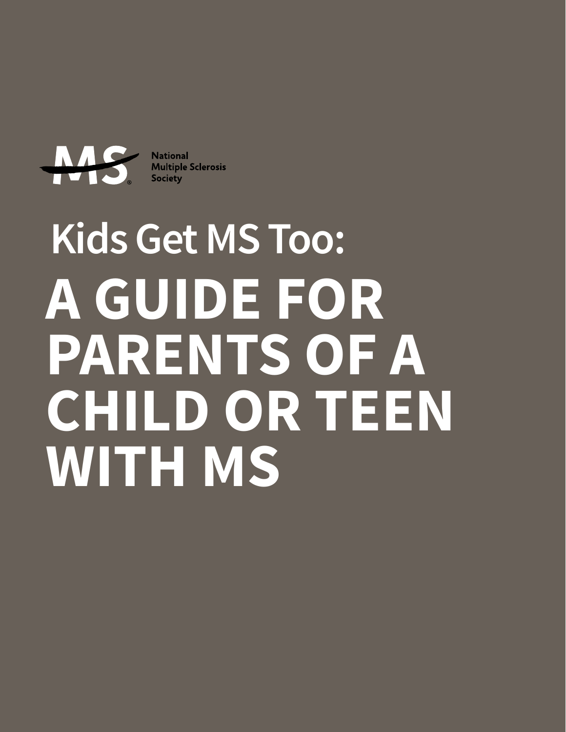National Multiple Sclerosis Society

# Kids Get MS Too:

# A GUIDE FOR PARENTS OF A CHILD OR TEEN WITH MS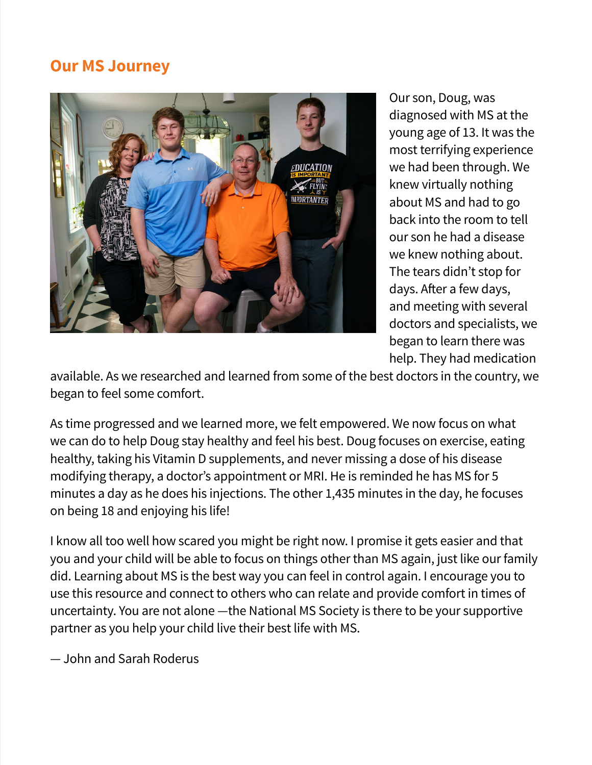## Our MS Journey

Our son, Doug, was diagnosed with MS at the young age of 13. It was the most terrifying experience we had been through. We knew virtually nothing about MS and had to go back into the room to tell our son he had a disease we knew nothing about. The tears didn't stop for days. After a few days, and meeting with several doctors and specialists, we began to learn there was help. They had medication available. As we researched and learned from some of the best doctors in the country, we began to feel some comfort.

As time progressed and we learned more, we felt empowered. We now focus on what we can do to help Doug stay healthy and feel his best. Doug focuses on exercise, eating healthy, taking his Vitamin D supplements, and never missing a dose of his disease modifying therapy, a doctor's appointment or MRI. He is reminded he has MS for 5 minutes a day as he does his injections. The other 1,435 minutes in the day, he focuses on being 18 and enjoying his life!

I know all too well how scared you might be right now. I promise it gets easier and that you and your child will be able to focus on things other than MS again, just like our family did. Learning about MS is the best way you can feel in control again. I encourage you to use this resource and connect to others who can relate and provide comfort in times of uncertainty. You are not alone —the National MS Society is there to be your supportive partner as you help your child live their best life with MS.

— John and Sarah Roderus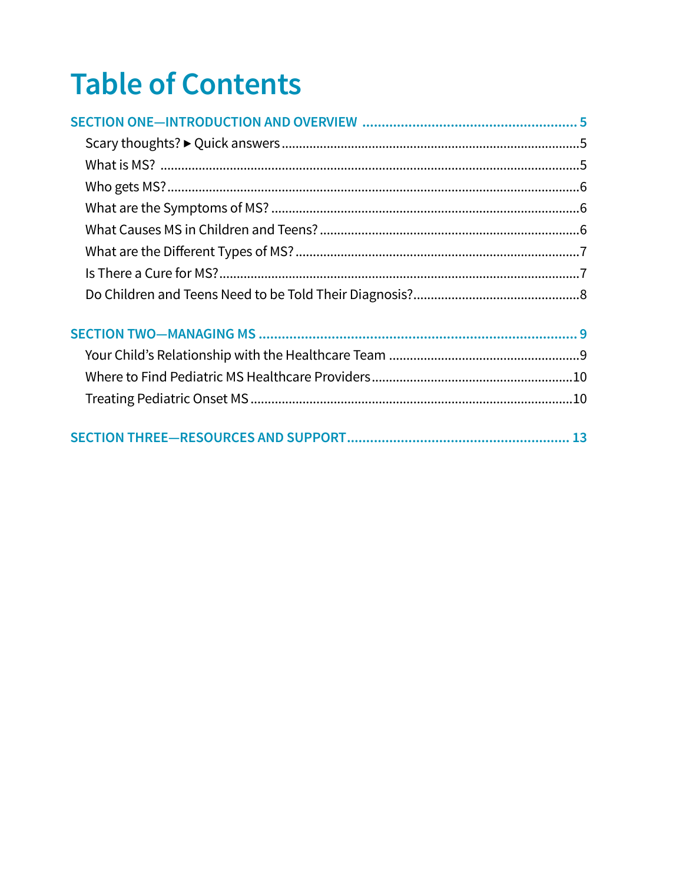# Table of Contents

**SECTION ONE—INTRODUCTION AND OVERVIEW .......................................................... 5**

- Scary thoughts? ▶ Quick answers ........................................................................................ 5
- What is MS? ........................................................................................................................ 5
- Who gets MS? ...................................................................................................................... 6
- What are the Symptoms of MS? ........................................................................................... 6
- What Causes MS in Children and Teens? ............................................................................. 6
- What are the Different Types of MS? .................................................................................. 7
- Is There a Cure for MS? ...................................................................................................... 7
- Do Children and Teens Need to be Told Their Diagnosis? ................................................. 8

**SECTION TWO—MANAGING MS ...................................................................................... 9**

- Your Child's Relationship with the Healthcare Team ........................................................... 9
- Where to Find Pediatric MS Healthcare Providers ............................................................. 10
- Treating Pediatric Onset MS ............................................................................................... 10

**SECTION THREE—RESOURCES AND SUPPORT ............................................................. 13**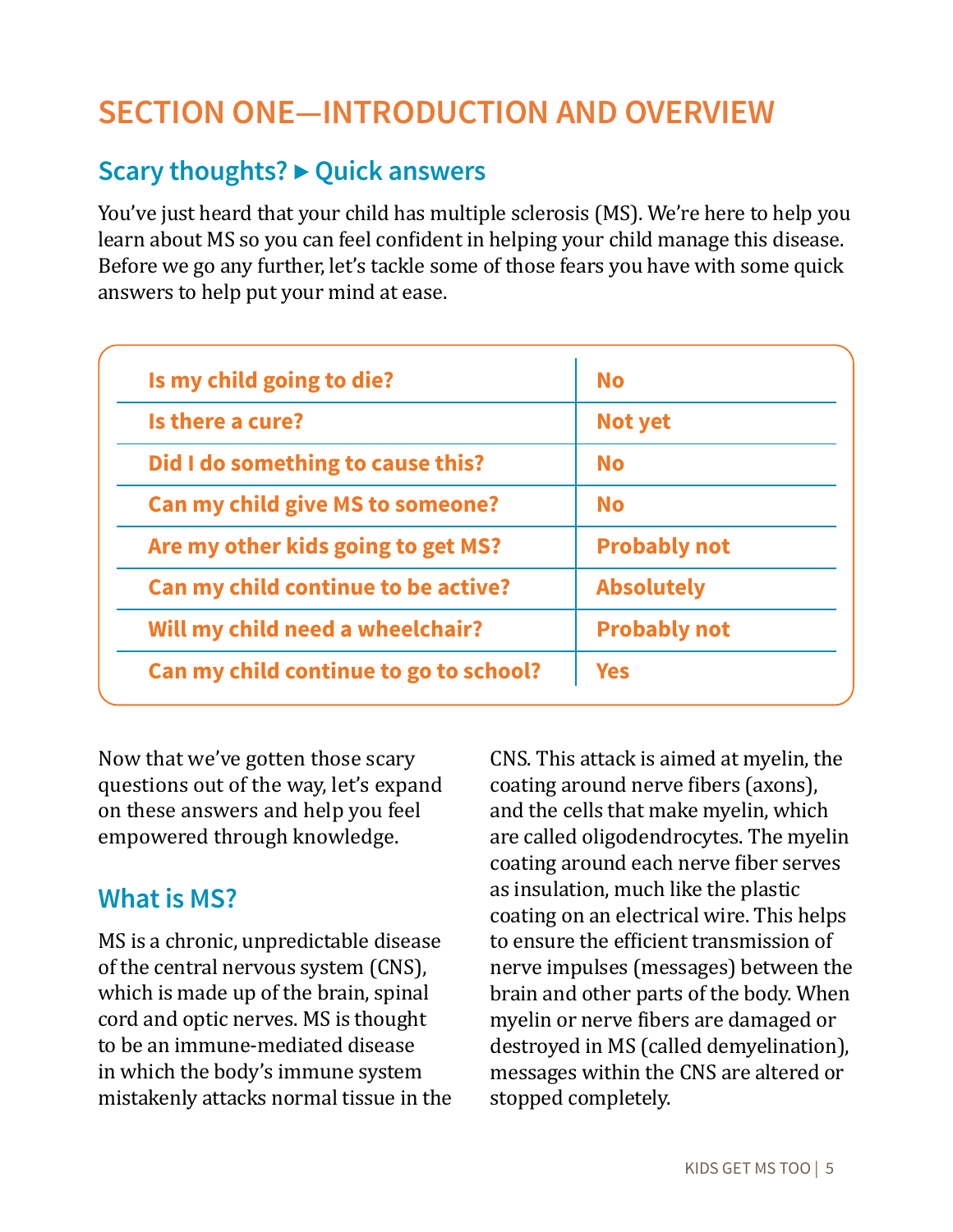# SECTION ONE—INTRODUCTION AND OVERVIEW

## Scary thoughts? ▸ Quick answers

You've just heard that your child has multiple sclerosis (MS). We're here to help you learn about MS so you can feel confident in helping your child manage this disease. Before we go any further, let's tackle some of those fears you have with some quick answers to help put your mind at ease.

| Question | Answer |
|---|---|
| **Is my child going to die?** | **No** |
| **Is there a cure?** | **Not yet** |
| **Did I do something to cause this?** | **No** |
| **Can my child give MS to someone?** | **No** |
| **Are my other kids going to get MS?** | **Probably not** |
| **Can my child continue to be active?** | **Absolutely** |
| **Will my child need a wheelchair?** | **Probably not** |
| **Can my child continue to go to school?** | **Yes** |

Now that we've gotten those scary questions out of the way, let's expand on these answers and help you feel empowered through knowledge.

## What is MS?

MS is a chronic, unpredictable disease of the central nervous system (CNS), which is made up of the brain, spinal cord and optic nerves. MS is thought to be an immune-mediated disease in which the body's immune system mistakenly attacks normal tissue in the CNS. This attack is aimed at myelin, the coating around nerve fibers (axons), and the cells that make myelin, which are called oligodendrocytes. The myelin coating around each nerve fiber serves as insulation, much like the plastic coating on an electrical wire. This helps to ensure the efficient transmission of nerve impulses (messages) between the brain and other parts of the body. When myelin or nerve fibers are damaged or destroyed in MS (called demyelination), messages within the CNS are altered or stopped completely.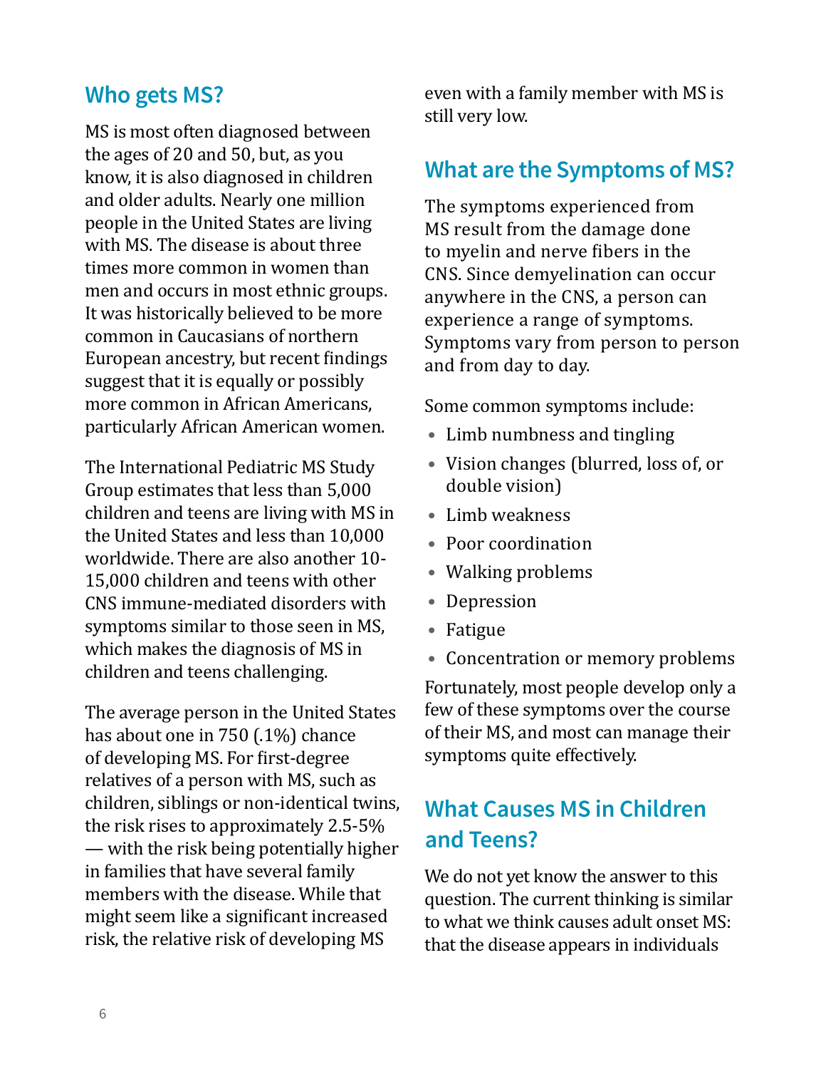## Who gets MS?

MS is most often diagnosed between the ages of 20 and 50, but, as you know, it is also diagnosed in children and older adults. Nearly one million people in the United States are living with MS. The disease is about three times more common in women than men and occurs in most ethnic groups. It was historically believed to be more common in Caucasians of northern European ancestry, but recent findings suggest that it is equally or possibly more common in African Americans, particularly African American women.

The International Pediatric MS Study Group estimates that less than 5,000 children and teens are living with MS in the United States and less than 10,000 worldwide. There are also another 10-15,000 children and teens with other CNS immune-mediated disorders with symptoms similar to those seen in MS, which makes the diagnosis of MS in children and teens challenging.

The average person in the United States has about one in 750 (.1%) chance of developing MS. For first-degree relatives of a person with MS, such as children, siblings or non-identical twins, the risk rises to approximately 2.5-5% — with the risk being potentially higher in families that have several family members with the disease. While that might seem like a significant increased risk, the relative risk of developing MS even with a family member with MS is still very low.

## What are the Symptoms of MS?

The symptoms experienced from MS result from the damage done to myelin and nerve fibers in the CNS. Since demyelination can occur anywhere in the CNS, a person can experience a range of symptoms. Symptoms vary from person to person and from day to day.

Some common symptoms include:

- Limb numbness and tingling
- Vision changes (blurred, loss of, or double vision)
- Limb weakness
- Poor coordination
- Walking problems
- Depression
- Fatigue
- Concentration or memory problems

Fortunately, most people develop only a few of these symptoms over the course of their MS, and most can manage their symptoms quite effectively.

## What Causes MS in Children and Teens?

We do not yet know the answer to this question. The current thinking is similar to what we think causes adult onset MS: that the disease appears in individuals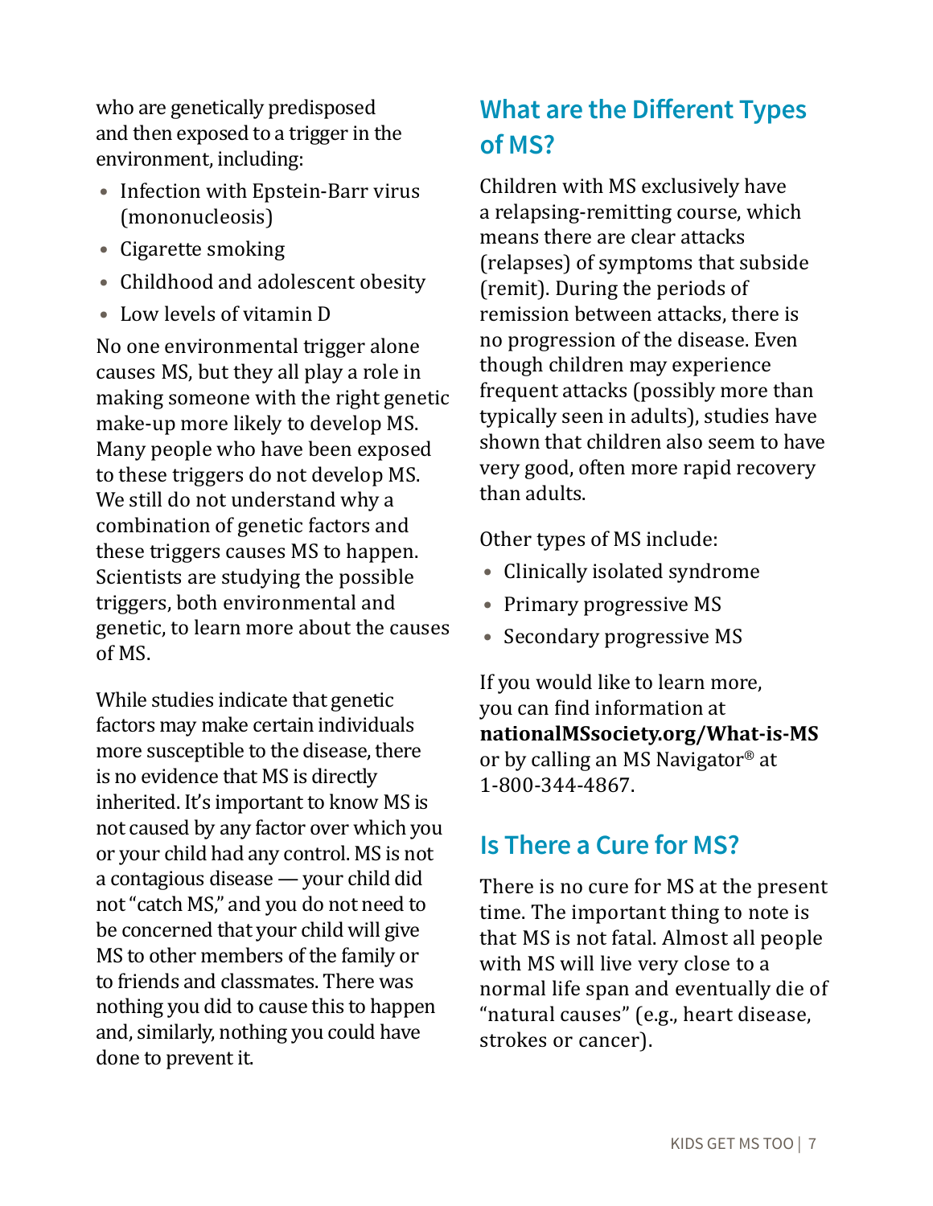who are genetically predisposed and then exposed to a trigger in the environment, including:

- Infection with Epstein-Barr virus (mononucleosis)
- Cigarette smoking
- Childhood and adolescent obesity
- Low levels of vitamin D

No one environmental trigger alone causes MS, but they all play a role in making someone with the right genetic make-up more likely to develop MS. Many people who have been exposed to these triggers do not develop MS. We still do not understand why a combination of genetic factors and these triggers causes MS to happen. Scientists are studying the possible triggers, both environmental and genetic, to learn more about the causes of MS.

While studies indicate that genetic factors may make certain individuals more susceptible to the disease, there is no evidence that MS is directly inherited. It's important to know MS is not caused by any factor over which you or your child had any control. MS is not a contagious disease — your child did not "catch MS," and you do not need to be concerned that your child will give MS to other members of the family or to friends and classmates. There was nothing you did to cause this to happen and, similarly, nothing you could have done to prevent it.

## What are the Different Types of MS?

Children with MS exclusively have a relapsing-remitting course, which means there are clear attacks (relapses) of symptoms that subside (remit). During the periods of remission between attacks, there is no progression of the disease. Even though children may experience frequent attacks (possibly more than typically seen in adults), studies have shown that children also seem to have very good, often more rapid recovery than adults.

Other types of MS include:

- Clinically isolated syndrome
- Primary progressive MS
- Secondary progressive MS

If you would like to learn more, you can find information at **nationalMSsociety.org/What-is-MS** or by calling an MS Navigator® at 1-800-344-4867.

## Is There a Cure for MS?

There is no cure for MS at the present time. The important thing to note is that MS is not fatal. Almost all people with MS will live very close to a normal life span and eventually die of "natural causes" (e.g., heart disease, strokes or cancer).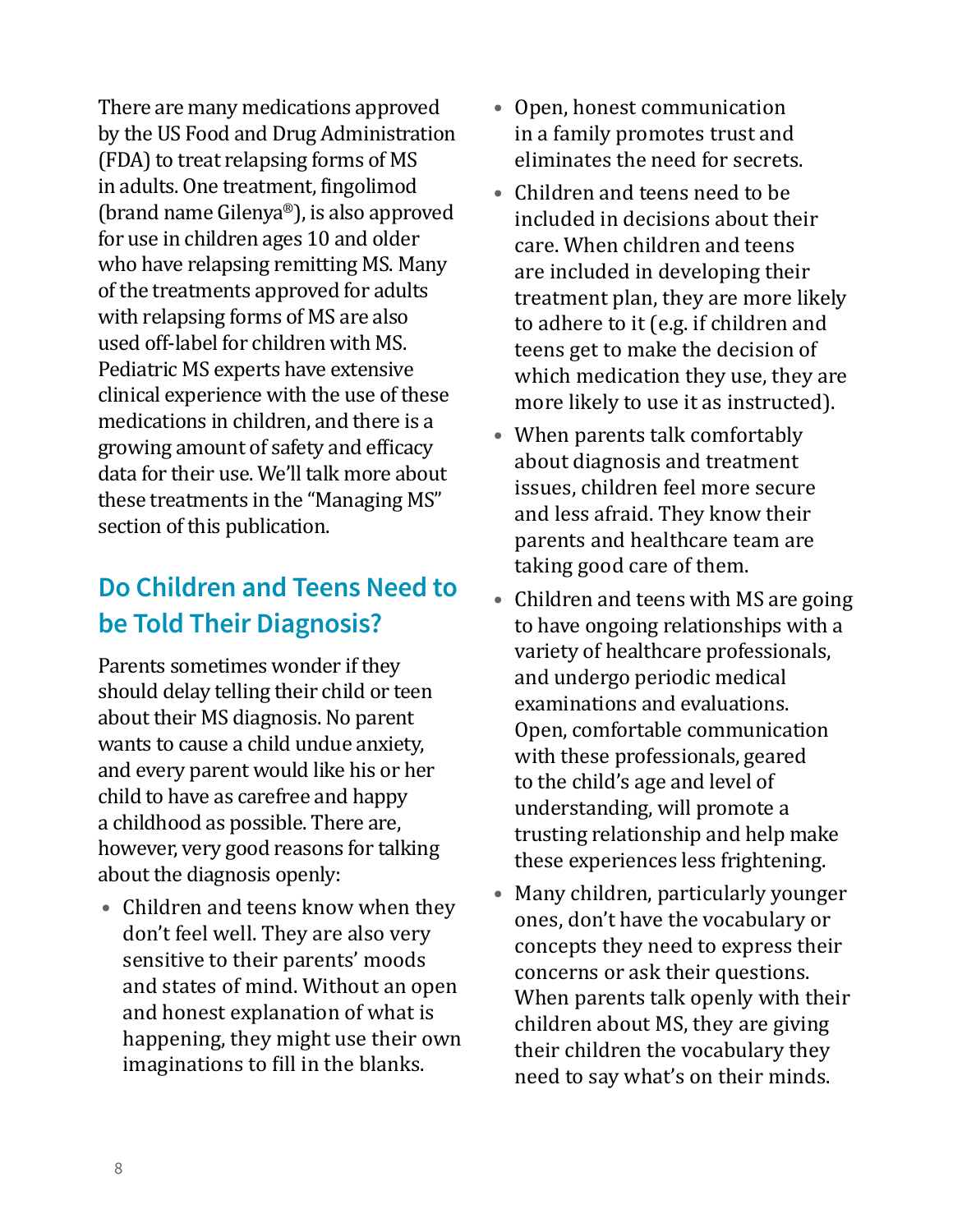There are many medications approved by the US Food and Drug Administration (FDA) to treat relapsing forms of MS in adults. One treatment, fingolimod (brand name Gilenya®), is also approved for use in children ages 10 and older who have relapsing remitting MS. Many of the treatments approved for adults with relapsing forms of MS are also used off-label for children with MS. Pediatric MS experts have extensive clinical experience with the use of these medications in children, and there is a growing amount of safety and efficacy data for their use. We'll talk more about these treatments in the "Managing MS" section of this publication.

## Do Children and Teens Need to be Told Their Diagnosis?

Parents sometimes wonder if they should delay telling their child or teen about their MS diagnosis. No parent wants to cause a child undue anxiety, and every parent would like his or her child to have as carefree and happy a childhood as possible. There are, however, very good reasons for talking about the diagnosis openly:

- Children and teens know when they don't feel well. They are also very sensitive to their parents' moods and states of mind. Without an open and honest explanation of what is happening, they might use their own imaginations to fill in the blanks.
- Open, honest communication in a family promotes trust and eliminates the need for secrets.
- Children and teens need to be included in decisions about their care. When children and teens are included in developing their treatment plan, they are more likely to adhere to it (e.g. if children and teens get to make the decision of which medication they use, they are more likely to use it as instructed).
- When parents talk comfortably about diagnosis and treatment issues, children feel more secure and less afraid. They know their parents and healthcare team are taking good care of them.
- Children and teens with MS are going to have ongoing relationships with a variety of healthcare professionals, and undergo periodic medical examinations and evaluations. Open, comfortable communication with these professionals, geared to the child's age and level of understanding, will promote a trusting relationship and help make these experiences less frightening.
- Many children, particularly younger ones, don't have the vocabulary or concepts they need to express their concerns or ask their questions. When parents talk openly with their children about MS, they are giving their children the vocabulary they need to say what's on their minds.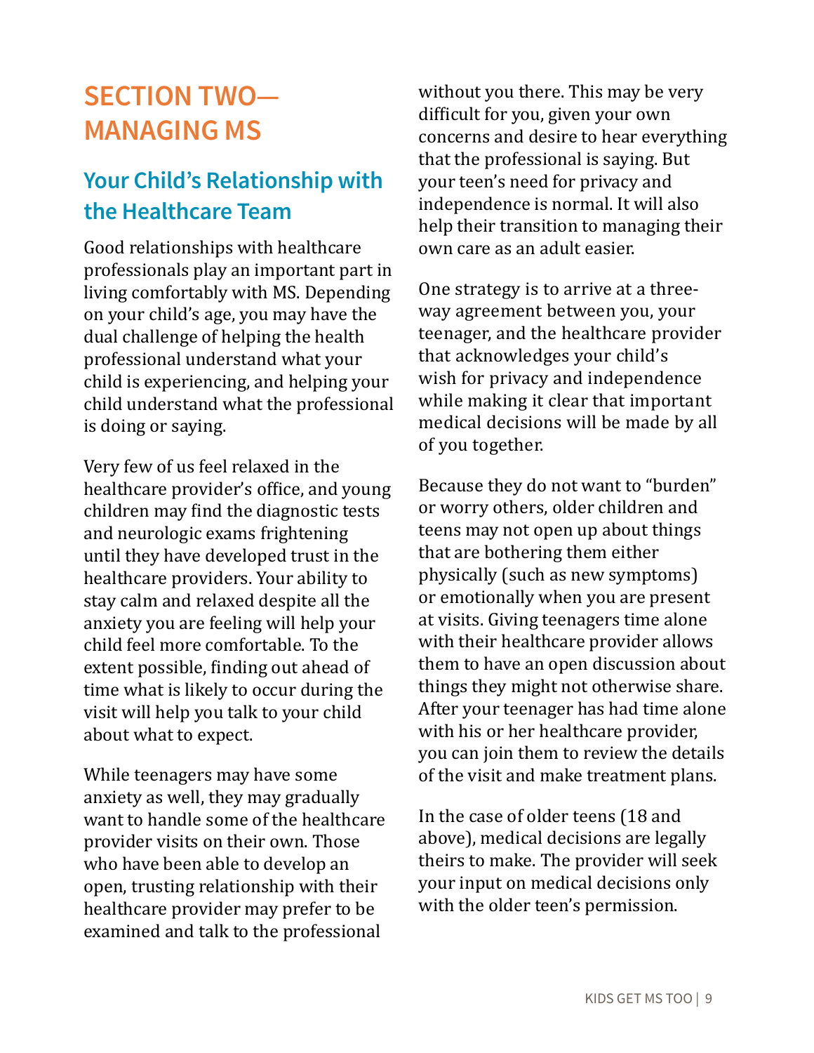# SECTION TWO—MANAGING MS

## Your Child's Relationship with the Healthcare Team

Good relationships with healthcare professionals play an important part in living comfortably with MS. Depending on your child's age, you may have the dual challenge of helping the health professional understand what your child is experiencing, and helping your child understand what the professional is doing or saying.

Very few of us feel relaxed in the healthcare provider's office, and young children may find the diagnostic tests and neurologic exams frightening until they have developed trust in the healthcare providers. Your ability to stay calm and relaxed despite all the anxiety you are feeling will help your child feel more comfortable. To the extent possible, finding out ahead of time what is likely to occur during the visit will help you talk to your child about what to expect.

While teenagers may have some anxiety as well, they may gradually want to handle some of the healthcare provider visits on their own. Those who have been able to develop an open, trusting relationship with their healthcare provider may prefer to be examined and talk to the professional without you there. This may be very difficult for you, given your own concerns and desire to hear everything that the professional is saying. But your teen's need for privacy and independence is normal. It will also help their transition to managing their own care as an adult easier.

One strategy is to arrive at a three-way agreement between you, your teenager, and the healthcare provider that acknowledges your child's wish for privacy and independence while making it clear that important medical decisions will be made by all of you together.

Because they do not want to "burden" or worry others, older children and teens may not open up about things that are bothering them either physically (such as new symptoms) or emotionally when you are present at visits. Giving teenagers time alone with their healthcare provider allows them to have an open discussion about things they might not otherwise share. After your teenager has had time alone with his or her healthcare provider, you can join them to review the details of the visit and make treatment plans.

In the case of older teens (18 and above), medical decisions are legally theirs to make. The provider will seek your input on medical decisions only with the older teen's permission.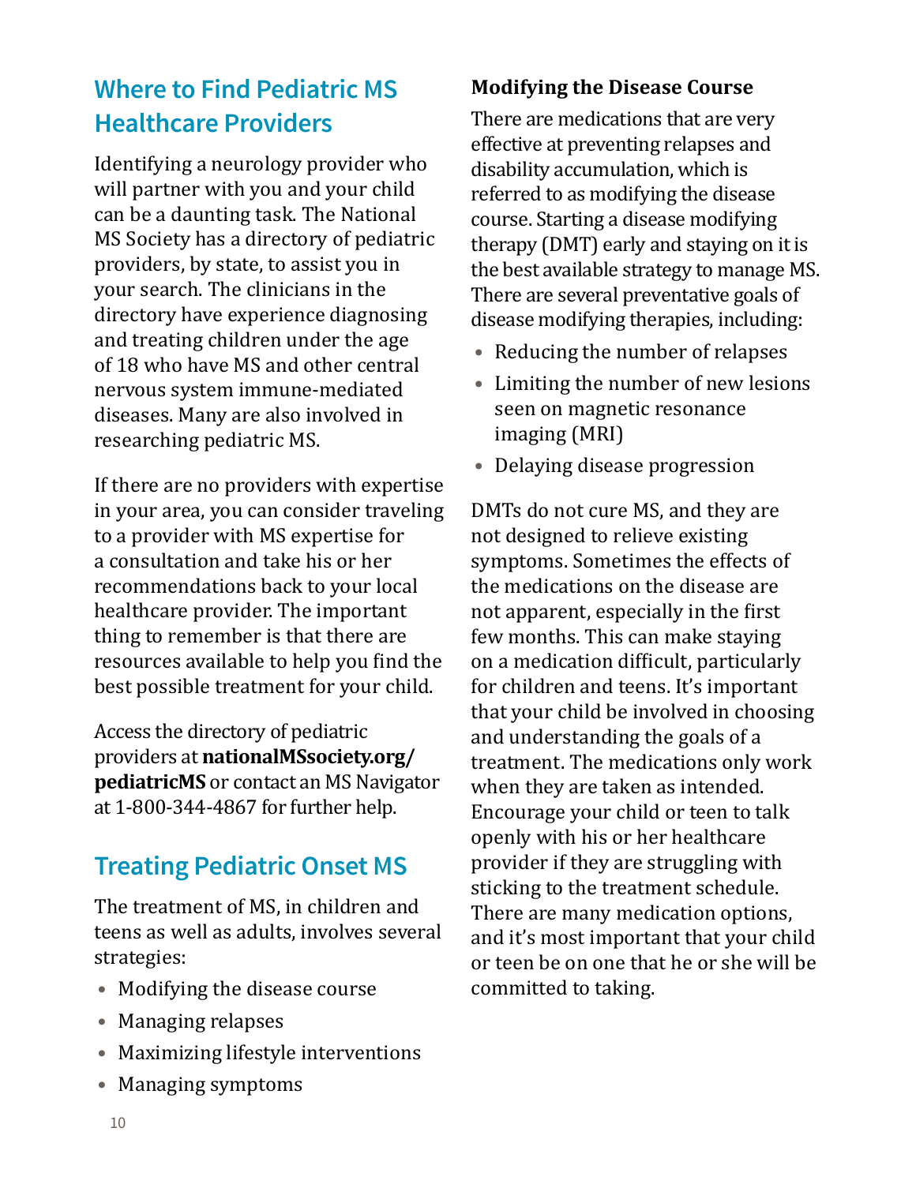## Where to Find Pediatric MS Healthcare Providers

Identifying a neurology provider who will partner with you and your child can be a daunting task. The National MS Society has a directory of pediatric providers, by state, to assist you in your search. The clinicians in the directory have experience diagnosing and treating children under the age of 18 who have MS and other central nervous system immune-mediated diseases. Many are also involved in researching pediatric MS.

If there are no providers with expertise in your area, you can consider traveling to a provider with MS expertise for a consultation and take his or her recommendations back to your local healthcare provider. The important thing to remember is that there are resources available to help you find the best possible treatment for your child.

Access the directory of pediatric providers at **nationalMSsociety.org/pediatricMS** or contact an MS Navigator at 1-800-344-4867 for further help.

## Treating Pediatric Onset MS

The treatment of MS, in children and teens as well as adults, involves several strategies:

- Modifying the disease course
- Managing relapses
- Maximizing lifestyle interventions
- Managing symptoms

### Modifying the Disease Course

There are medications that are very effective at preventing relapses and disability accumulation, which is referred to as modifying the disease course. Starting a disease modifying therapy (DMT) early and staying on it is the best available strategy to manage MS. There are several preventative goals of disease modifying therapies, including:

- Reducing the number of relapses
- Limiting the number of new lesions seen on magnetic resonance imaging (MRI)
- Delaying disease progression

DMTs do not cure MS, and they are not designed to relieve existing symptoms. Sometimes the effects of the medications on the disease are not apparent, especially in the first few months. This can make staying on a medication difficult, particularly for children and teens. It's important that your child be involved in choosing and understanding the goals of a treatment. The medications only work when they are taken as intended. Encourage your child or teen to talk openly with his or her healthcare provider if they are struggling with sticking to the treatment schedule. There are many medication options, and it's most important that your child or teen be on one that he or she will be committed to taking.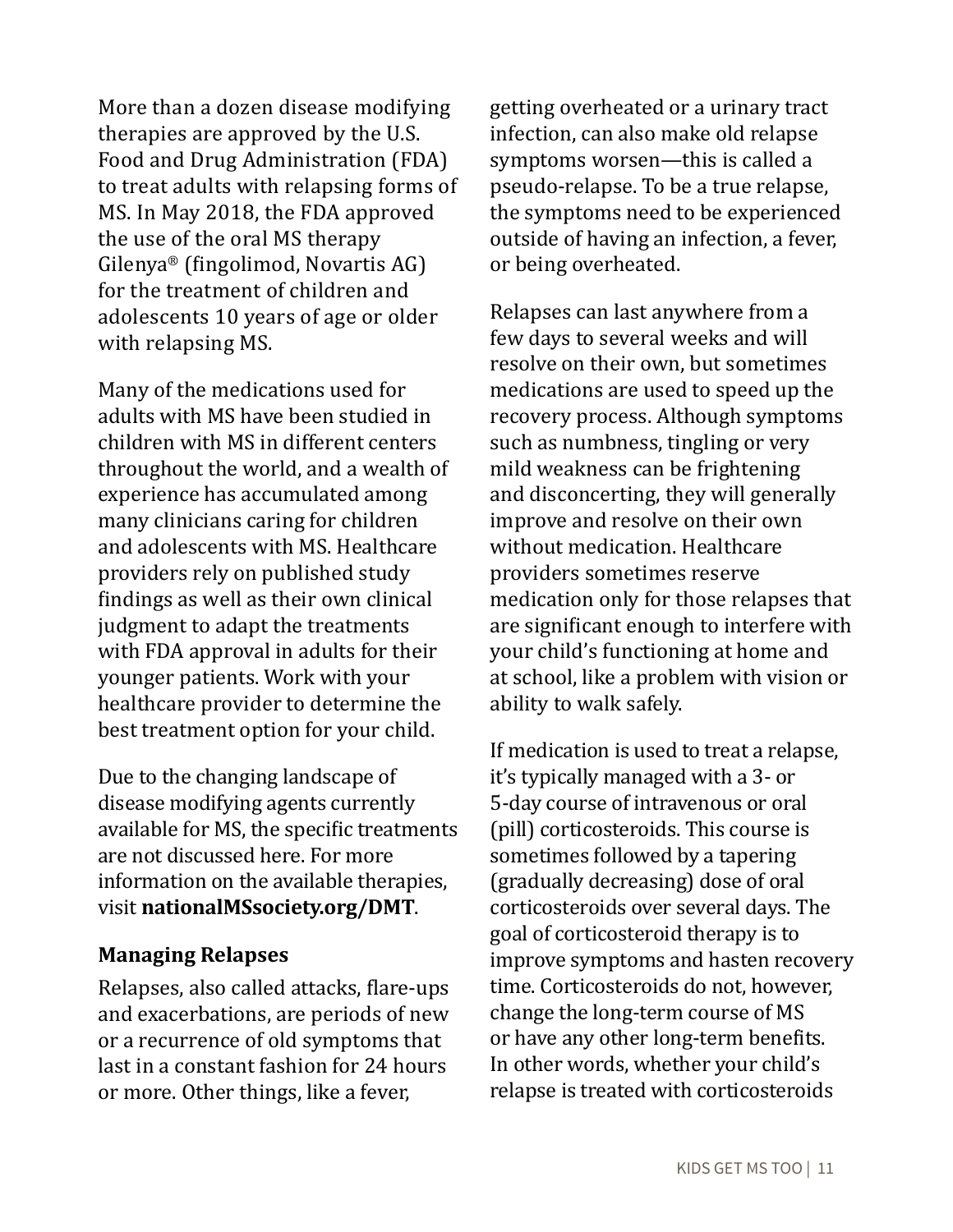More than a dozen disease modifying therapies are approved by the U.S. Food and Drug Administration (FDA) to treat adults with relapsing forms of MS. In May 2018, the FDA approved the use of the oral MS therapy Gilenya® (fingolimod, Novartis AG) for the treatment of children and adolescents 10 years of age or older with relapsing MS.

Many of the medications used for adults with MS have been studied in children with MS in different centers throughout the world, and a wealth of experience has accumulated among many clinicians caring for children and adolescents with MS. Healthcare providers rely on published study findings as well as their own clinical judgment to adapt the treatments with FDA approval in adults for their younger patients. Work with your healthcare provider to determine the best treatment option for your child.

Due to the changing landscape of disease modifying agents currently available for MS, the specific treatments are not discussed here. For more information on the available therapies, visit **nationalMSsociety.org/DMT**.

### Managing Relapses

Relapses, also called attacks, flare-ups and exacerbations, are periods of new or a recurrence of old symptoms that last in a constant fashion for 24 hours or more. Other things, like a fever, getting overheated or a urinary tract infection, can also make old relapse symptoms worsen—this is called a pseudo-relapse. To be a true relapse, the symptoms need to be experienced outside of having an infection, a fever, or being overheated.

Relapses can last anywhere from a few days to several weeks and will resolve on their own, but sometimes medications are used to speed up the recovery process. Although symptoms such as numbness, tingling or very mild weakness can be frightening and disconcerting, they will generally improve and resolve on their own without medication. Healthcare providers sometimes reserve medication only for those relapses that are significant enough to interfere with your child's functioning at home and at school, like a problem with vision or ability to walk safely.

If medication is used to treat a relapse, it's typically managed with a 3- or 5-day course of intravenous or oral (pill) corticosteroids. This course is sometimes followed by a tapering (gradually decreasing) dose of oral corticosteroids over several days. The goal of corticosteroid therapy is to improve symptoms and hasten recovery time. Corticosteroids do not, however, change the long-term course of MS or have any other long-term benefits. In other words, whether your child's relapse is treated with corticosteroids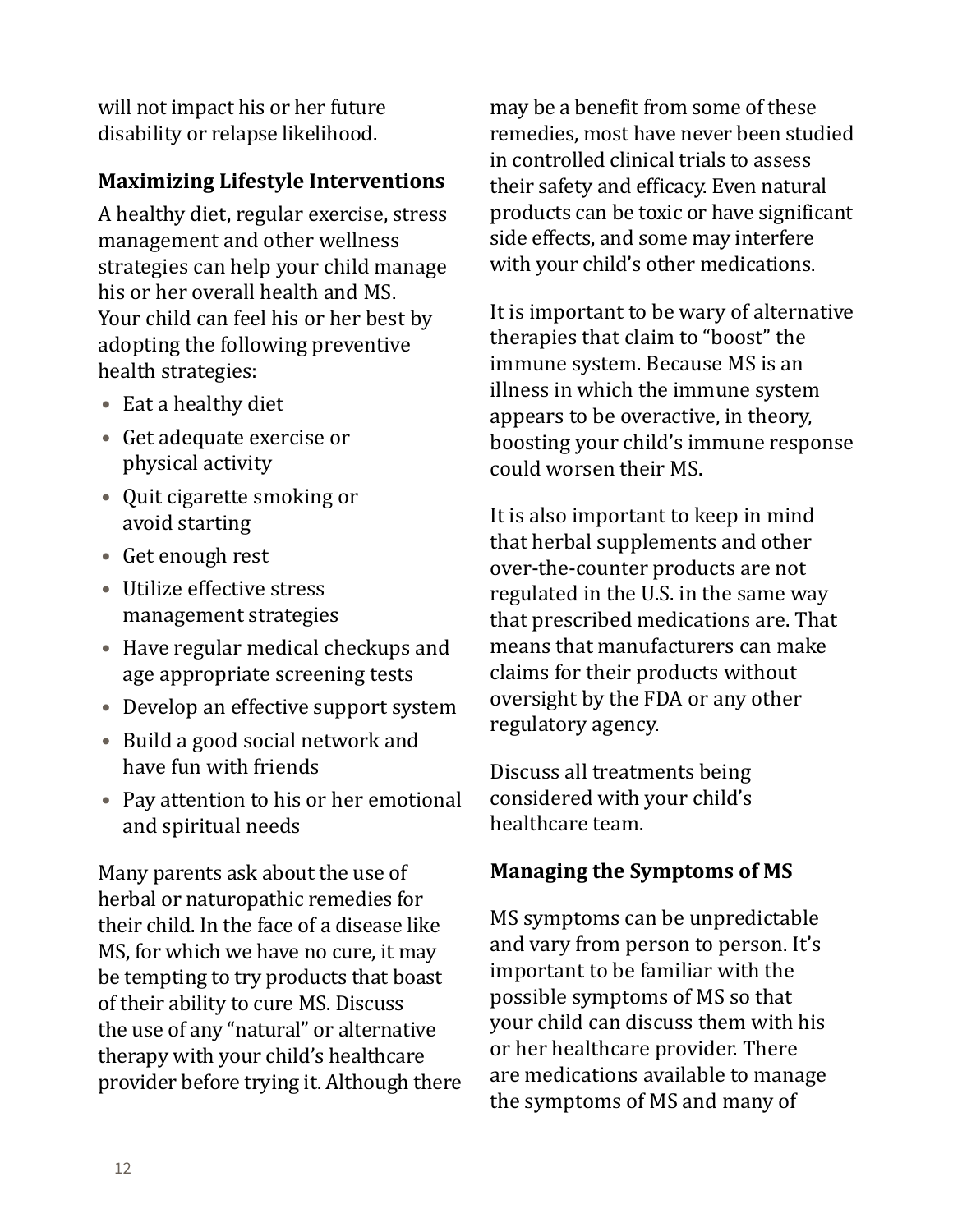will not impact his or her future disability or relapse likelihood.

### Maximizing Lifestyle Interventions

A healthy diet, regular exercise, stress management and other wellness strategies can help your child manage his or her overall health and MS. Your child can feel his or her best by adopting the following preventive health strategies:

- Eat a healthy diet
- Get adequate exercise or physical activity
- Quit cigarette smoking or avoid starting
- Get enough rest
- Utilize effective stress management strategies
- Have regular medical checkups and age appropriate screening tests
- Develop an effective support system
- Build a good social network and have fun with friends
- Pay attention to his or her emotional and spiritual needs

Many parents ask about the use of herbal or naturopathic remedies for their child. In the face of a disease like MS, for which we have no cure, it may be tempting to try products that boast of their ability to cure MS. Discuss the use of any "natural" or alternative therapy with your child's healthcare provider before trying it. Although there may be a benefit from some of these remedies, most have never been studied in controlled clinical trials to assess their safety and efficacy. Even natural products can be toxic or have significant side effects, and some may interfere with your child's other medications.

It is important to be wary of alternative therapies that claim to "boost" the immune system. Because MS is an illness in which the immune system appears to be overactive, in theory, boosting your child's immune response could worsen their MS.

It is also important to keep in mind that herbal supplements and other over-the-counter products are not regulated in the U.S. in the same way that prescribed medications are. That means that manufacturers can make claims for their products without oversight by the FDA or any other regulatory agency.

Discuss all treatments being considered with your child's healthcare team.

### Managing the Symptoms of MS

MS symptoms can be unpredictable and vary from person to person. It's important to be familiar with the possible symptoms of MS so that your child can discuss them with his or her healthcare provider. There are medications available to manage the symptoms of MS and many of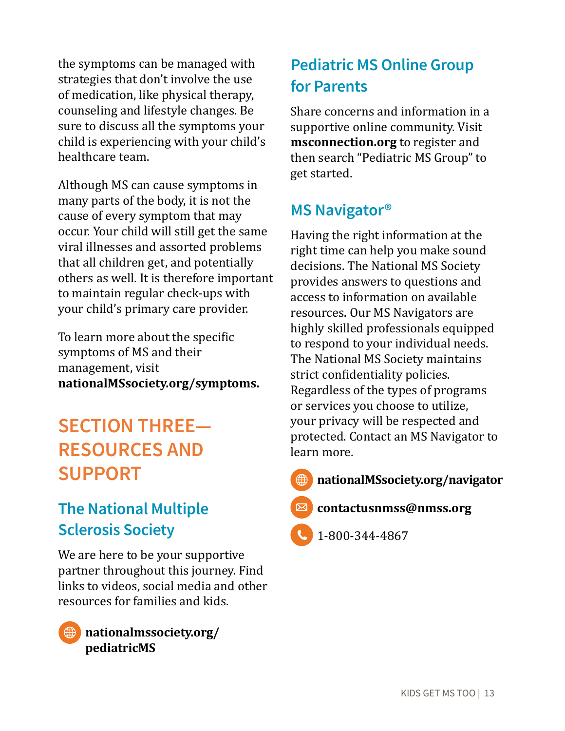the symptoms can be managed with strategies that don't involve the use of medication, like physical therapy, counseling and lifestyle changes. Be sure to discuss all the symptoms your child is experiencing with your child's healthcare team.

Although MS can cause symptoms in many parts of the body, it is not the cause of every symptom that may occur. Your child will still get the same viral illnesses and assorted problems that all children get, and potentially others as well. It is therefore important to maintain regular check-ups with your child's primary care provider.

To learn more about the specific symptoms of MS and their management, visit **nationalMSsociety.org/symptoms.**

# SECTION THREE—RESOURCES AND SUPPORT

## The National Multiple Sclerosis Society

We are here to be your supportive partner throughout this journey. Find links to videos, social media and other resources for families and kids.

**nationalmssociety.org/pediatricMS**

## Pediatric MS Online Group for Parents

Share concerns and information in a supportive online community. Visit **msconnection.org** to register and then search "Pediatric MS Group" to get started.

## MS Navigator®

Having the right information at the right time can help you make sound decisions. The National MS Society provides answers to questions and access to information on available resources. Our MS Navigators are highly skilled professionals equipped to respond to your individual needs. The National MS Society maintains strict confidentiality policies. Regardless of the types of programs or services you choose to utilize, your privacy will be respected and protected. Contact an MS Navigator to learn more.

**nationalMSsociety.org/navigator**

**contactusnmss@nmss.org**

1-800-344-4867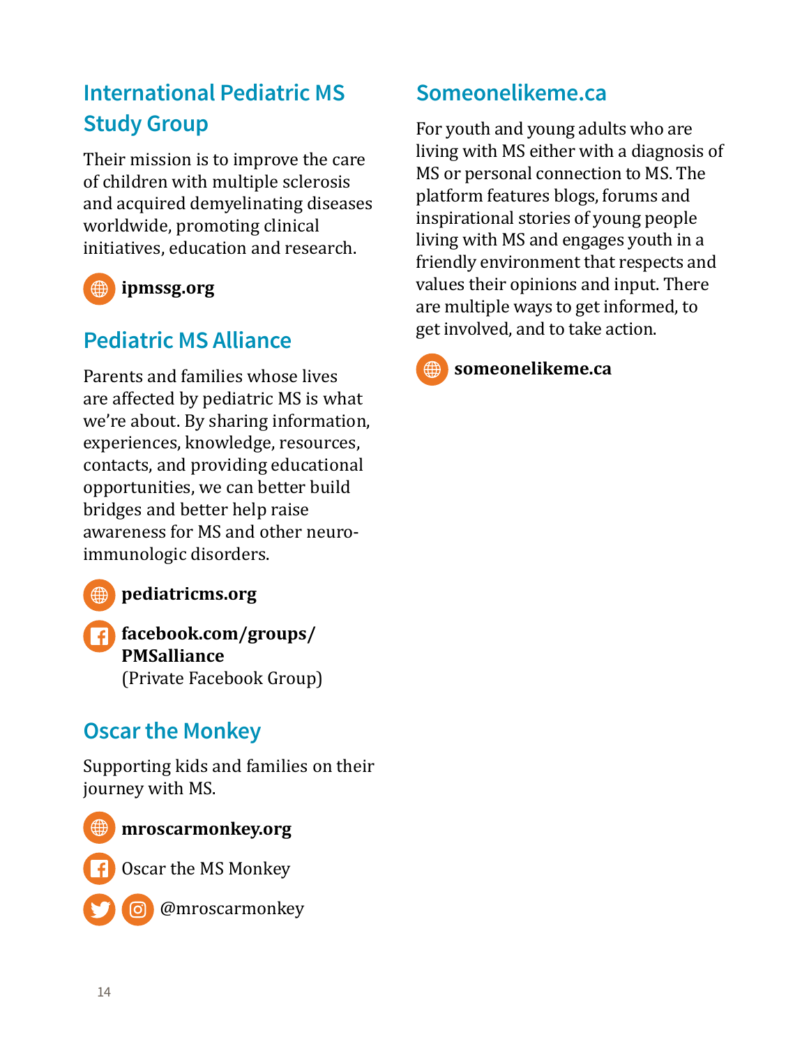## International Pediatric MS Study Group

Their mission is to improve the care of children with multiple sclerosis and acquired demyelinating diseases worldwide, promoting clinical initiatives, education and research.

**ipmssg.org**

## Pediatric MS Alliance

Parents and families whose lives are affected by pediatric MS is what we're about. By sharing information, experiences, knowledge, resources, contacts, and providing educational opportunities, we can better build bridges and better help raise awareness for MS and other neuro-immunologic disorders.

**pediatricms.org**

**facebook.com/groups/PMSalliance**
(Private Facebook Group)

## Oscar the Monkey

Supporting kids and families on their journey with MS.

**mroscarmonkey.org**

Oscar the MS Monkey

@mroscarmonkey

## Someonelikeme.ca

For youth and young adults who are living with MS either with a diagnosis of MS or personal connection to MS. The platform features blogs, forums and inspirational stories of young people living with MS and engages youth in a friendly environment that respects and values their opinions and input. There are multiple ways to get informed, to get involved, and to take action.

**someonelikeme.ca**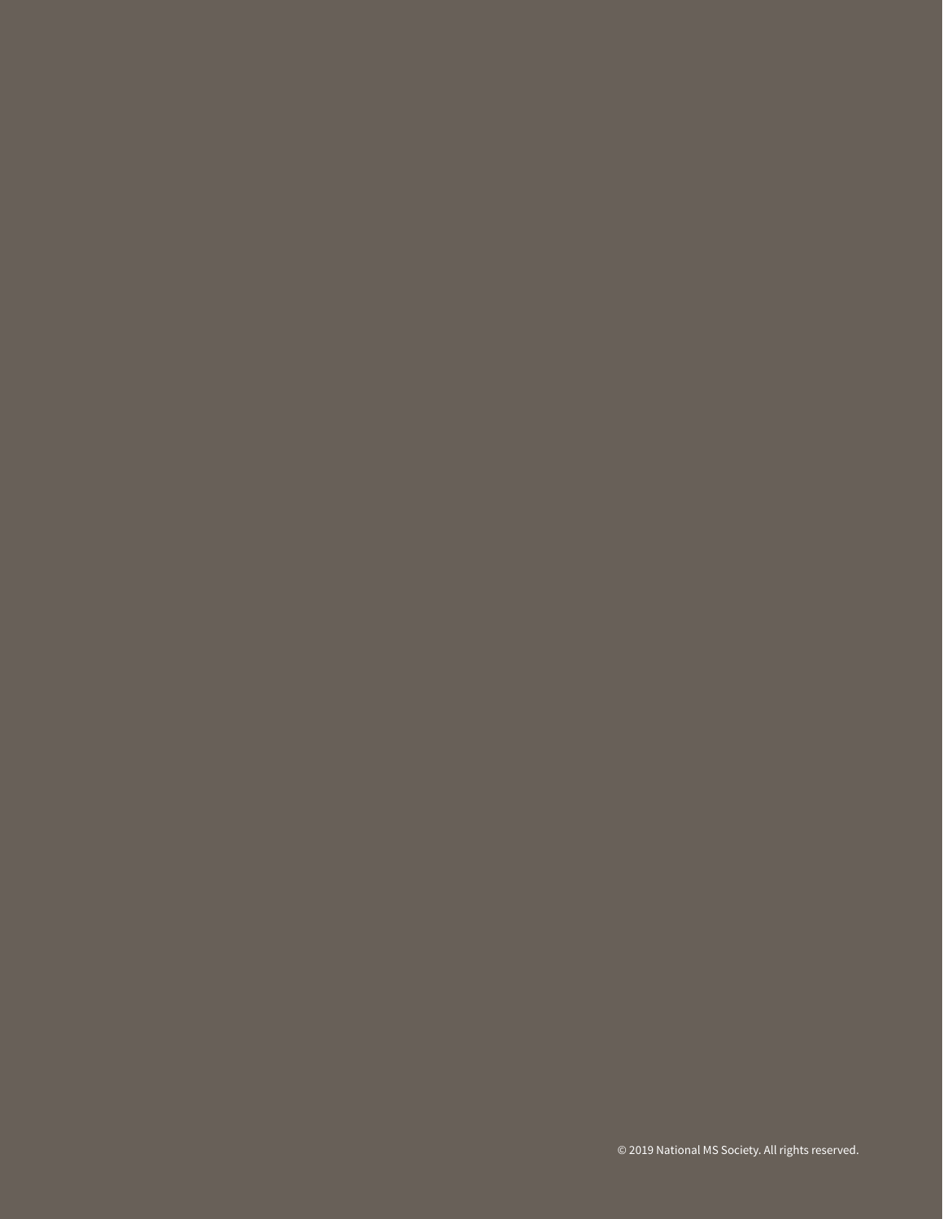© 2019 National MS Society. All rights reserved.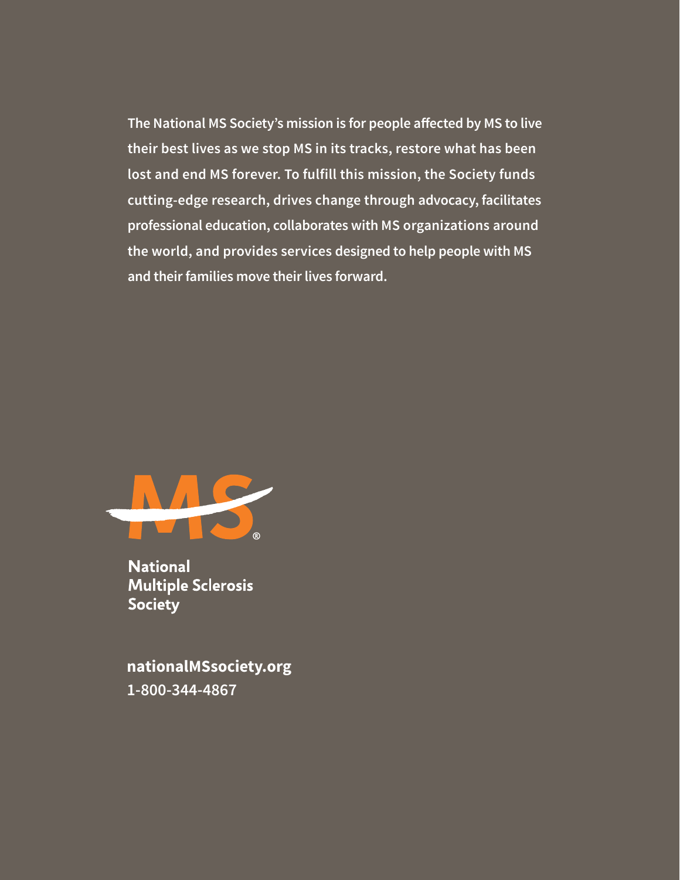The National MS Society's mission is for people affected by MS to live their best lives as we stop MS in its tracks, restore what has been lost and end MS forever. To fulfill this mission, the Society funds cutting-edge research, drives change through advocacy, facilitates professional education, collaborates with MS organizations around the world, and provides services designed to help people with MS and their families move their lives forward.

MS®

National
Multiple Sclerosis
Society

nationalMSsociety.org
1-800-344-4867